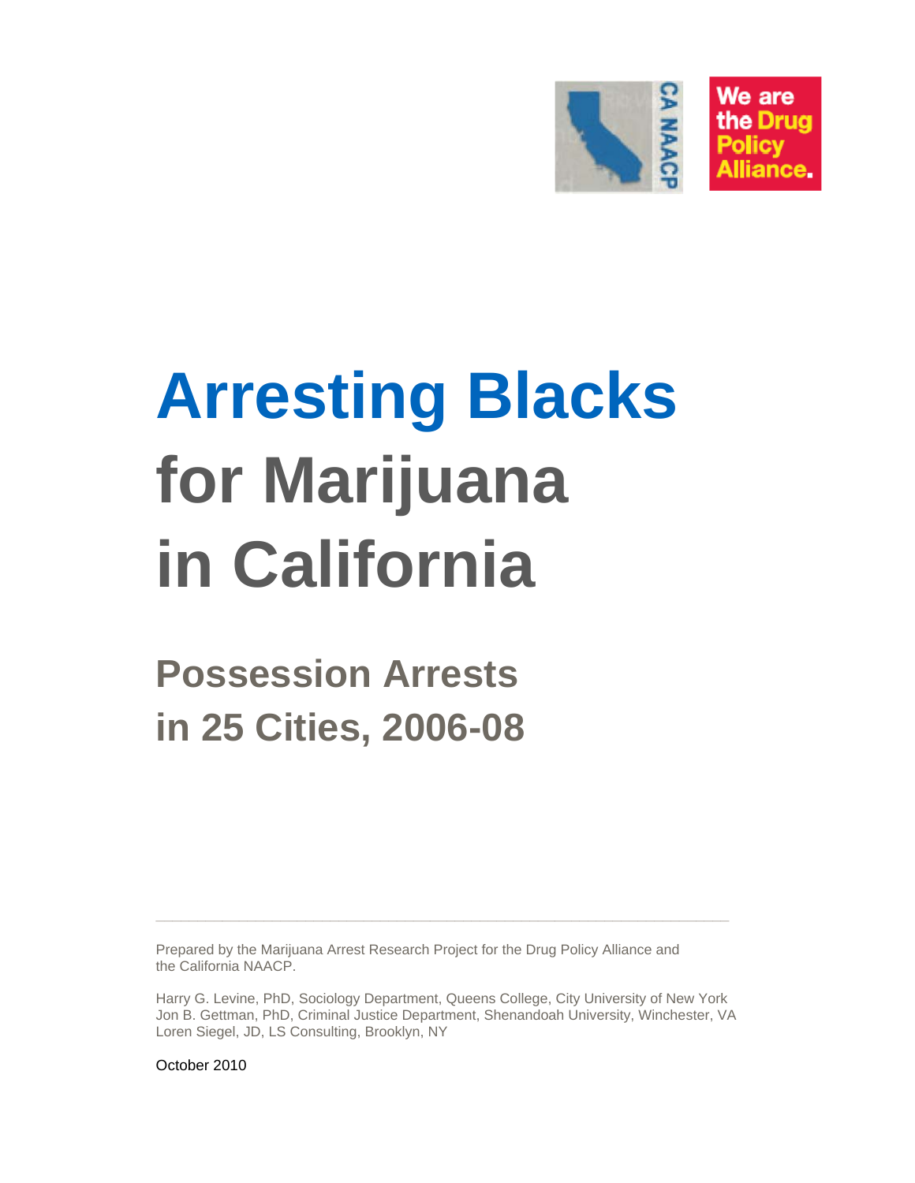CA NAACP

We are the Drug Policy Alliance.

# Arresting Blacks for Marijuana in California

## Possession Arrests in 25 Cities, 2006-08

Prepared by the Marijuana Arrest Research Project for the Drug Policy Alliance and the California NAACP.

Harry G. Levine, PhD, Sociology Department, Queens College, City University of New York
Jon B. Gettman, PhD, Criminal Justice Department, Shenandoah University, Winchester, VA
Loren Siegel, JD, LS Consulting, Brooklyn, NY

October 2010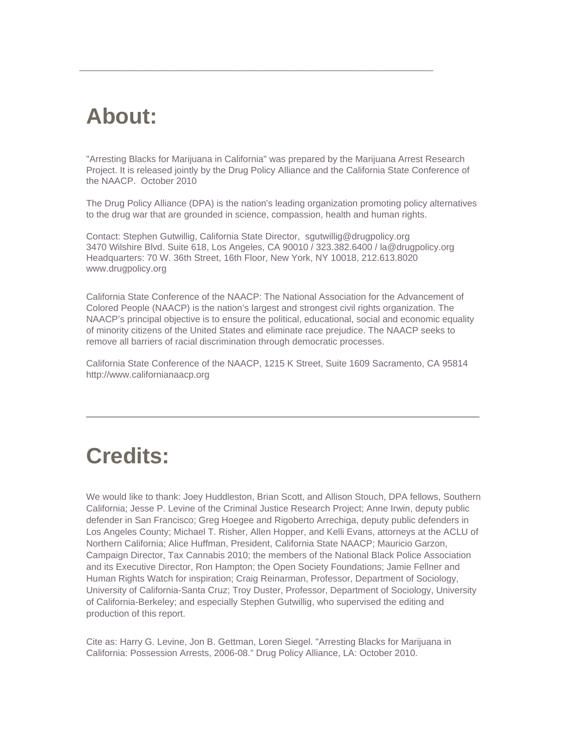## About:

"Arresting Blacks for Marijuana in California" was prepared by the Marijuana Arrest Research Project. It is released jointly by the Drug Policy Alliance and the California State Conference of the NAACP. October 2010

The Drug Policy Alliance (DPA) is the nation's leading organization promoting policy alternatives to the drug war that are grounded in science, compassion, health and human rights.

Contact: Stephen Gutwillig, California State Director, sgutwillig@drugpolicy.org
3470 Wilshire Blvd. Suite 618, Los Angeles, CA 90010 / 323.382.6400 / la@drugpolicy.org
Headquarters: 70 W. 36th Street, 16th Floor, New York, NY 10018, 212.613.8020
www.drugpolicy.org

California State Conference of the NAACP: The National Association for the Advancement of Colored People (NAACP) is the nation's largest and strongest civil rights organization. The NAACP's principal objective is to ensure the political, educational, social and economic equality of minority citizens of the United States and eliminate race prejudice. The NAACP seeks to remove all barriers of racial discrimination through democratic processes.

California State Conference of the NAACP, 1215 K Street, Suite 1609 Sacramento, CA 95814
http://www.californianaacp.org

---

## Credits:

We would like to thank: Joey Huddleston, Brian Scott, and Allison Stouch, DPA fellows, Southern California; Jesse P. Levine of the Criminal Justice Research Project; Anne Irwin, deputy public defender in San Francisco; Greg Hoegee and Rigoberto Arrechiga, deputy public defenders in Los Angeles County; Michael T. Risher, Allen Hopper, and Kelli Evans, attorneys at the ACLU of Northern California; Alice Huffman, President, California State NAACP; Mauricio Garzon, Campaign Director, Tax Cannabis 2010; the members of the National Black Police Association and its Executive Director, Ron Hampton; the Open Society Foundations; Jamie Fellner and Human Rights Watch for inspiration; Craig Reinarman, Professor, Department of Sociology, University of California-Santa Cruz; Troy Duster, Professor, Department of Sociology, University of California-Berkeley; and especially Stephen Gutwillig, who supervised the editing and production of this report.

Cite as: Harry G. Levine, Jon B. Gettman, Loren Siegel. "Arresting Blacks for Marijuana in California: Possession Arrests, 2006-08." Drug Policy Alliance, LA: October 2010.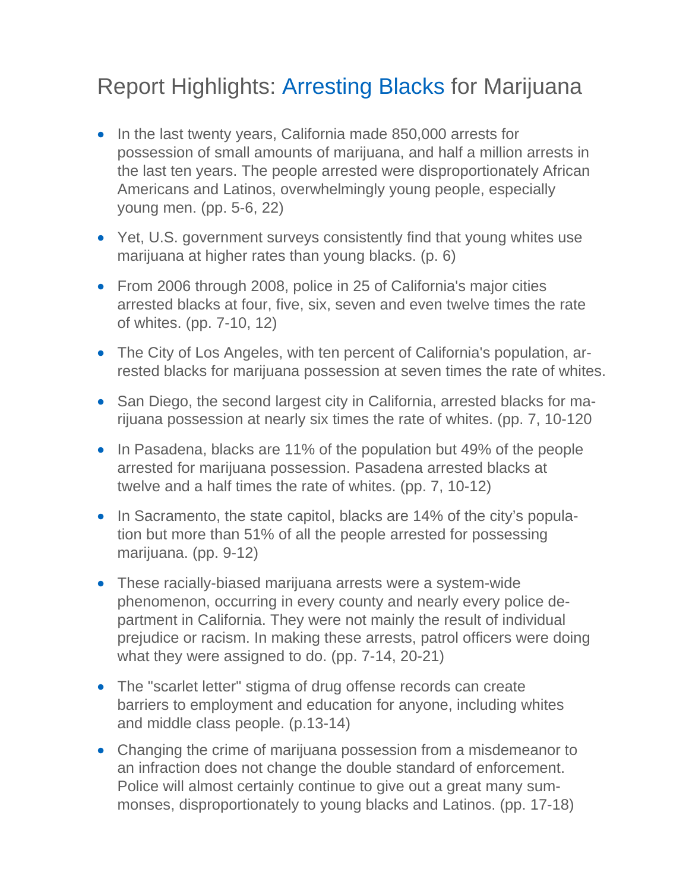# Report Highlights: Arresting Blacks for Marijuana

- In the last twenty years, California made 850,000 arrests for possession of small amounts of marijuana, and half a million arrests in the last ten years. The people arrested were disproportionately African Americans and Latinos, overwhelmingly young people, especially young men. (pp. 5-6, 22)

- Yet, U.S. government surveys consistently find that young whites use marijuana at higher rates than young blacks. (p. 6)

- From 2006 through 2008, police in 25 of California's major cities arrested blacks at four, five, six, seven and even twelve times the rate of whites. (pp. 7-10, 12)

- The City of Los Angeles, with ten percent of California's population, arrested blacks for marijuana possession at seven times the rate of whites.

- San Diego, the second largest city in California, arrested blacks for marijuana possession at nearly six times the rate of whites. (pp. 7, 10-120

- In Pasadena, blacks are 11% of the population but 49% of the people arrested for marijuana possession. Pasadena arrested blacks at twelve and a half times the rate of whites. (pp. 7, 10-12)

- In Sacramento, the state capitol, blacks are 14% of the city's population but more than 51% of all the people arrested for possessing marijuana. (pp. 9-12)

- These racially-biased marijuana arrests were a system-wide phenomenon, occurring in every county and nearly every police department in California. They were not mainly the result of individual prejudice or racism. In making these arrests, patrol officers were doing what they were assigned to do. (pp. 7-14, 20-21)

- The "scarlet letter" stigma of drug offense records can create barriers to employment and education for anyone, including whites and middle class people. (p.13-14)

- Changing the crime of marijuana possession from a misdemeanor to an infraction does not change the double standard of enforcement. Police will almost certainly continue to give out a great many summonses, disproportionately to young blacks and Latinos. (pp. 17-18)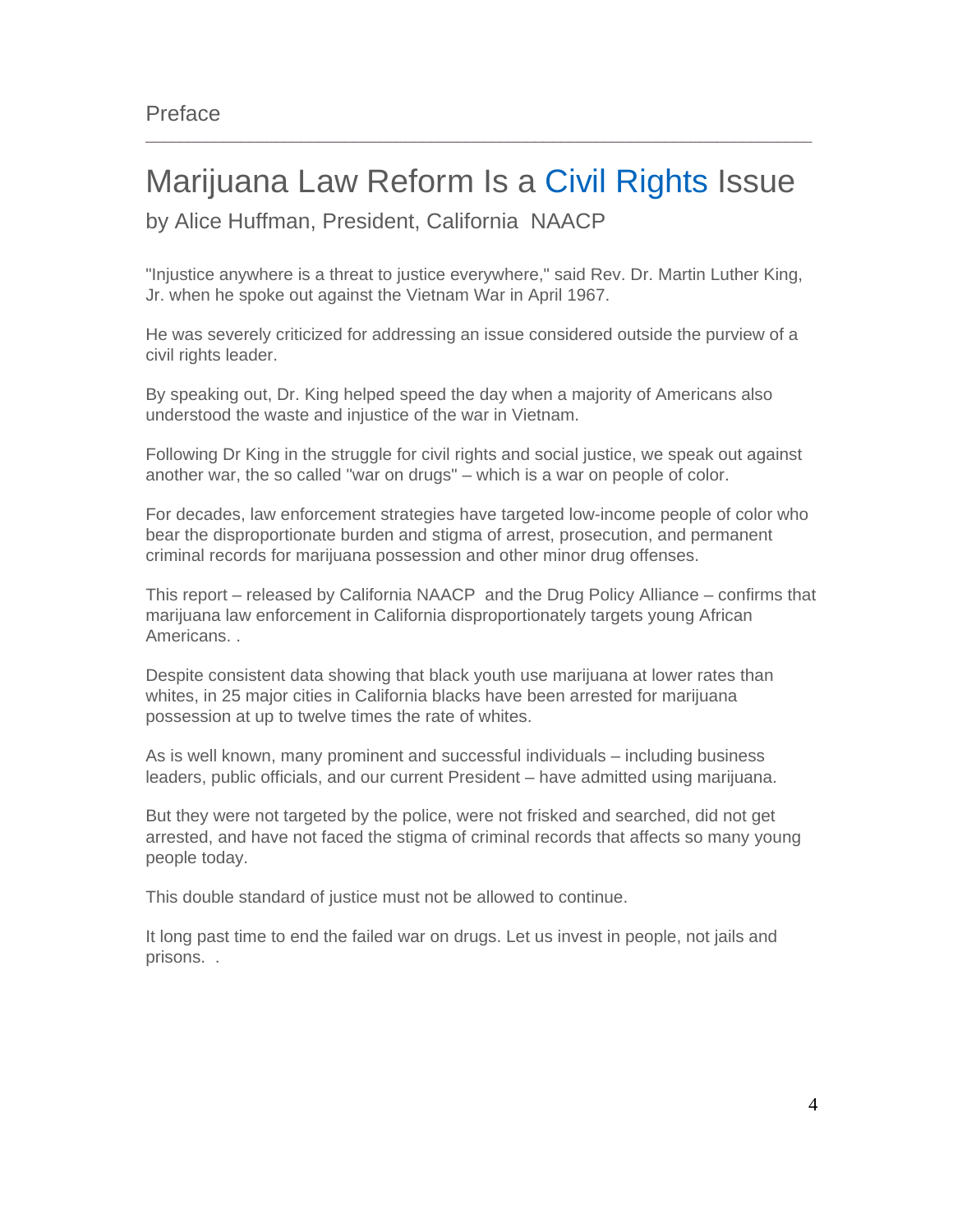Preface

# Marijuana Law Reform Is a Civil Rights Issue

by Alice Huffman, President, California NAACP

"Injustice anywhere is a threat to justice everywhere," said Rev. Dr. Martin Luther King, Jr. when he spoke out against the Vietnam War in April 1967.

He was severely criticized for addressing an issue considered outside the purview of a civil rights leader.

By speaking out, Dr. King helped speed the day when a majority of Americans also understood the waste and injustice of the war in Vietnam.

Following Dr King in the struggle for civil rights and social justice, we speak out against another war, the so called "war on drugs" – which is a war on people of color.

For decades, law enforcement strategies have targeted low-income people of color who bear the disproportionate burden and stigma of arrest, prosecution, and permanent criminal records for marijuana possession and other minor drug offenses.

This report – released by California NAACP and the Drug Policy Alliance – confirms that marijuana law enforcement in California disproportionately targets young African Americans. .

Despite consistent data showing that black youth use marijuana at lower rates than whites, in 25 major cities in California blacks have been arrested for marijuana possession at up to twelve times the rate of whites.

As is well known, many prominent and successful individuals – including business leaders, public officials, and our current President – have admitted using marijuana.

But they were not targeted by the police, were not frisked and searched, did not get arrested, and have not faced the stigma of criminal records that affects so many young people today.

This double standard of justice must not be allowed to continue.

It long past time to end the failed war on drugs. Let us invest in people, not jails and prisons. .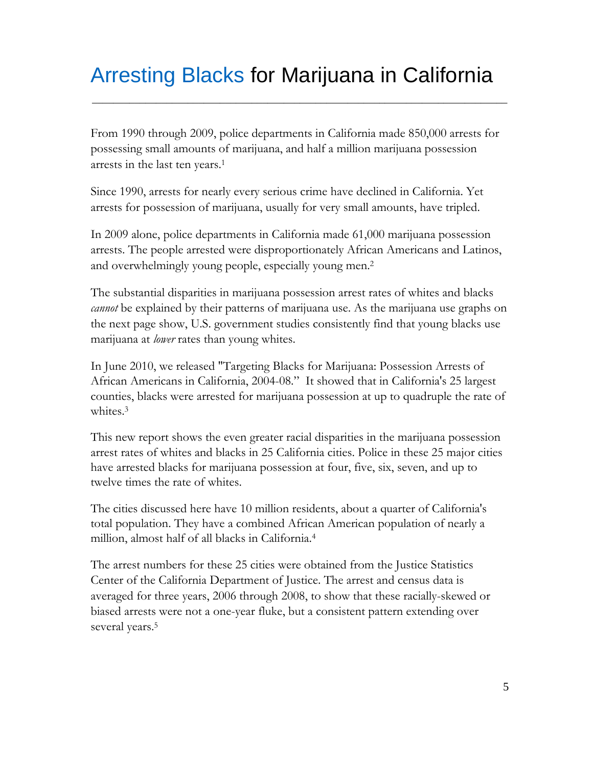# Arresting Blacks for Marijuana in California

From 1990 through 2009, police departments in California made 850,000 arrests for possessing small amounts of marijuana, and half a million marijuana possession arrests in the last ten years.[1]

Since 1990, arrests for nearly every serious crime have declined in California. Yet arrests for possession of marijuana, usually for very small amounts, have tripled.

In 2009 alone, police departments in California made 61,000 marijuana possession arrests. The people arrested were disproportionately African Americans and Latinos, and overwhelmingly young people, especially young men.[2]

The substantial disparities in marijuana possession arrest rates of whites and blacks *cannot* be explained by their patterns of marijuana use. As the marijuana use graphs on the next page show, U.S. government studies consistently find that young blacks use marijuana at *lower* rates than young whites.

In June 2010, we released "Targeting Blacks for Marijuana: Possession Arrests of African Americans in California, 2004-08." It showed that in California's 25 largest counties, blacks were arrested for marijuana possession at up to quadruple the rate of whites.[3]

This new report shows the even greater racial disparities in the marijuana possession arrest rates of whites and blacks in 25 California cities. Police in these 25 major cities have arrested blacks for marijuana possession at four, five, six, seven, and up to twelve times the rate of whites.

The cities discussed here have 10 million residents, about a quarter of California's total population. They have a combined African American population of nearly a million, almost half of all blacks in California.[4]

The arrest numbers for these 25 cities were obtained from the Justice Statistics Center of the California Department of Justice. The arrest and census data is averaged for three years, 2006 through 2008, to show that these racially-skewed or biased arrests were not a one-year fluke, but a consistent pattern extending over several years.[5]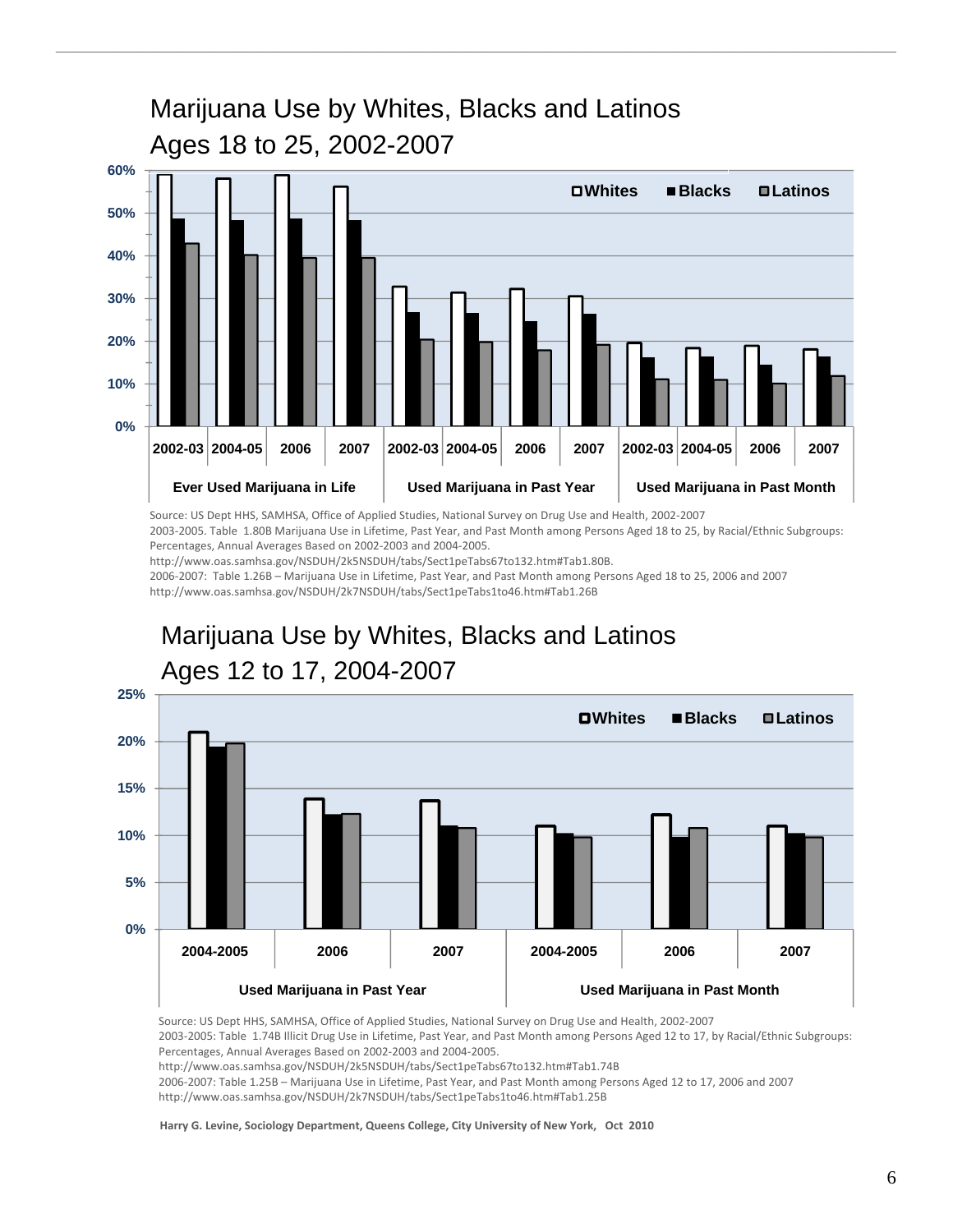## Marijuana Use by Whites, Blacks and Latinos Ages 18 to 25, 2002-2007

Source: US Dept HHS, SAMHSA, Office of Applied Studies, National Survey on Drug Use and Health, 2002-2007
2003-2005. Table 1.80B Marijuana Use in Lifetime, Past Year, and Past Month among Persons Aged 18 to 25, by Racial/Ethnic Subgroups: Percentages, Annual Averages Based on 2002-2003 and 2004-2005.
http://www.oas.samhsa.gov/NSDUH/2k5NSDUH/tabs/Sect1peTabs67to132.htm#Tab1.80B.
2006-2007: Table 1.26B – Marijuana Use in Lifetime, Past Year, and Past Month among Persons Aged 18 to 25, 2006 and 2007
http://www.oas.samhsa.gov/NSDUH/2k7NSDUH/tabs/Sect1peTabs1to46.htm#Tab1.26B

## Marijuana Use by Whites, Blacks and Latinos Ages 12 to 17, 2004-2007

Source: US Dept HHS, SAMHSA, Office of Applied Studies, National Survey on Drug Use and Health, 2002-2007
2003-2005: Table 1.74B Illicit Drug Use in Lifetime, Past Year, and Past Month among Persons Aged 12 to 17, by Racial/Ethnic Subgroups: Percentages, Annual Averages Based on 2002-2003 and 2004-2005.
http://www.oas.samhsa.gov/NSDUH/2k5NSDUH/tabs/Sect1peTabs67to132.htm#Tab1.74B
2006-2007: Table 1.25B – Marijuana Use in Lifetime, Past Year, and Past Month among Persons Aged 12 to 17, 2006 and 2007
http://www.oas.samhsa.gov/NSDUH/2k7NSDUH/tabs/Sect1peTabs1to46.htm#Tab1.25B

**Harry G. Levine, Sociology Department, Queens College, City University of New York, Oct 2010**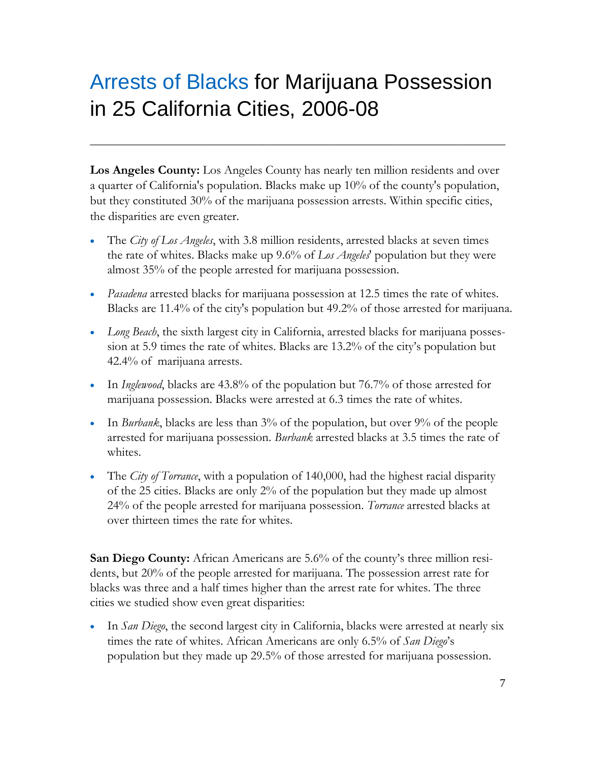# Arrests of Blacks for Marijuana Possession in 25 California Cities, 2006-08

**Los Angeles County:** Los Angeles County has nearly ten million residents and over a quarter of California's population. Blacks make up 10% of the county's population, but they constituted 30% of the marijuana possession arrests. Within specific cities, the disparities are even greater.

- The *City of Los Angeles*, with 3.8 million residents, arrested blacks at seven times the rate of whites. Blacks make up 9.6% of *Los Angeles*' population but they were almost 35% of the people arrested for marijuana possession.
- *Pasadena* arrested blacks for marijuana possession at 12.5 times the rate of whites. Blacks are 11.4% of the city's population but 49.2% of those arrested for marijuana.
- *Long Beach*, the sixth largest city in California, arrested blacks for marijuana possession at 5.9 times the rate of whites. Blacks are 13.2% of the city's population but 42.4% of marijuana arrests.
- In *Inglewood*, blacks are 43.8% of the population but 76.7% of those arrested for marijuana possession. Blacks were arrested at 6.3 times the rate of whites.
- In *Burbank*, blacks are less than 3% of the population, but over 9% of the people arrested for marijuana possession. *Burbank* arrested blacks at 3.5 times the rate of whites.
- The *City of Torrance*, with a population of 140,000, had the highest racial disparity of the 25 cities. Blacks are only 2% of the population but they made up almost 24% of the people arrested for marijuana possession. *Torrance* arrested blacks at over thirteen times the rate for whites.

**San Diego County:** African Americans are 5.6% of the county's three million residents, but 20% of the people arrested for marijuana. The possession arrest rate for blacks was three and a half times higher than the arrest rate for whites. The three cities we studied show even great disparities:

- In *San Diego*, the second largest city in California, blacks were arrested at nearly six times the rate of whites. African Americans are only 6.5% of *San Diego*'s population but they made up 29.5% of those arrested for marijuana possession.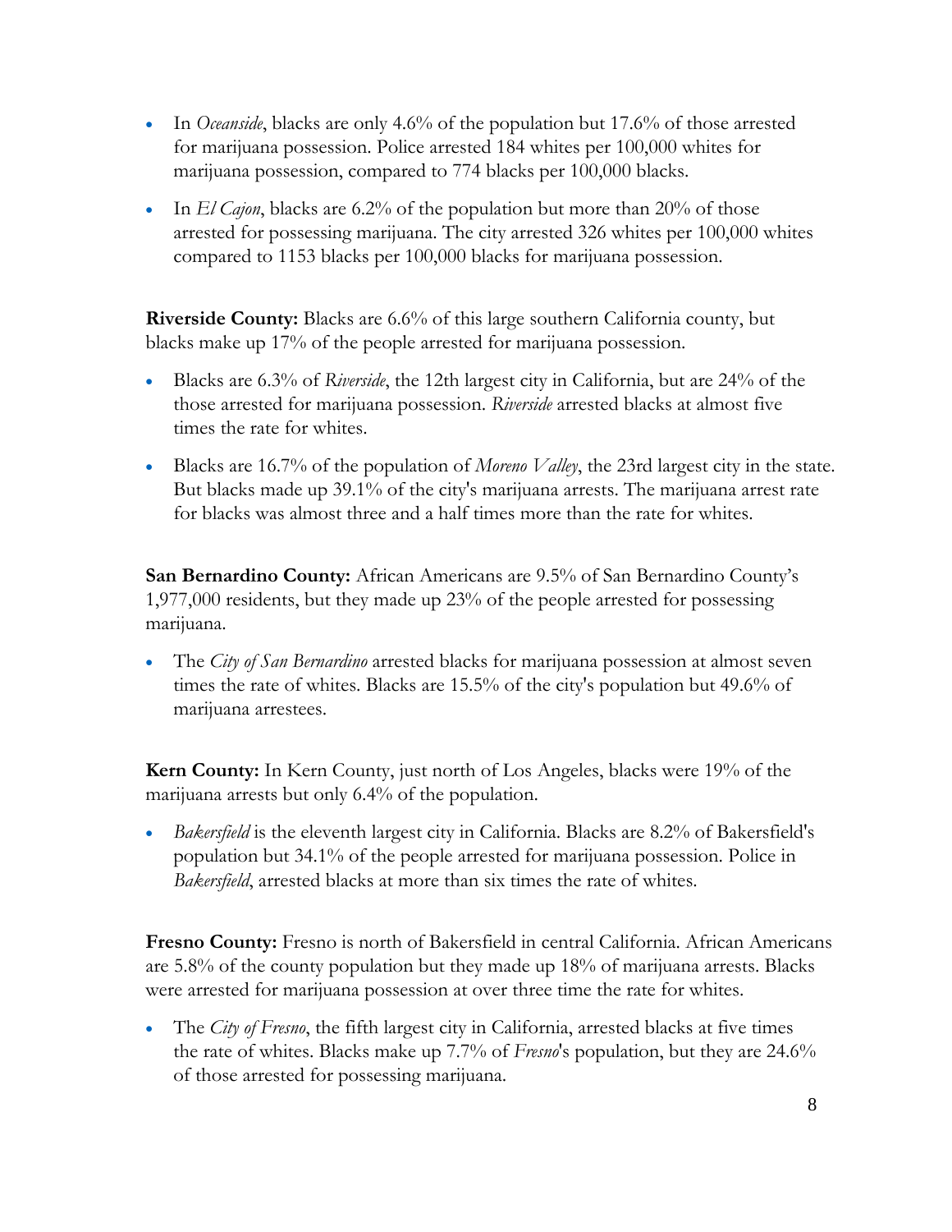- In *Oceanside*, blacks are only 4.6% of the population but 17.6% of those arrested for marijuana possession. Police arrested 184 whites per 100,000 whites for marijuana possession, compared to 774 blacks per 100,000 blacks.
- In *El Cajon*, blacks are 6.2% of the population but more than 20% of those arrested for possessing marijuana. The city arrested 326 whites per 100,000 whites compared to 1153 blacks per 100,000 blacks for marijuana possession.

**Riverside County:** Blacks are 6.6% of this large southern California county, but blacks make up 17% of the people arrested for marijuana possession.

- Blacks are 6.3% of *Riverside*, the 12th largest city in California, but are 24% of the those arrested for marijuana possession. *Riverside* arrested blacks at almost five times the rate for whites.
- Blacks are 16.7% of the population of *Moreno Valley*, the 23rd largest city in the state. But blacks made up 39.1% of the city's marijuana arrests. The marijuana arrest rate for blacks was almost three and a half times more than the rate for whites.

**San Bernardino County:** African Americans are 9.5% of San Bernardino County's 1,977,000 residents, but they made up 23% of the people arrested for possessing marijuana.

- The *City of San Bernardino* arrested blacks for marijuana possession at almost seven times the rate of whites. Blacks are 15.5% of the city's population but 49.6% of marijuana arrestees.

**Kern County:** In Kern County, just north of Los Angeles, blacks were 19% of the marijuana arrests but only 6.4% of the population.

- *Bakersfield* is the eleventh largest city in California. Blacks are 8.2% of Bakersfield's population but 34.1% of the people arrested for marijuana possession. Police in *Bakersfield*, arrested blacks at more than six times the rate of whites.

**Fresno County:** Fresno is north of Bakersfield in central California. African Americans are 5.8% of the county population but they made up 18% of marijuana arrests. Blacks were arrested for marijuana possession at over three time the rate for whites.

- The *City of Fresno*, the fifth largest city in California, arrested blacks at five times the rate of whites. Blacks make up 7.7% of *Fresno*'s population, but they are 24.6% of those arrested for possessing marijuana.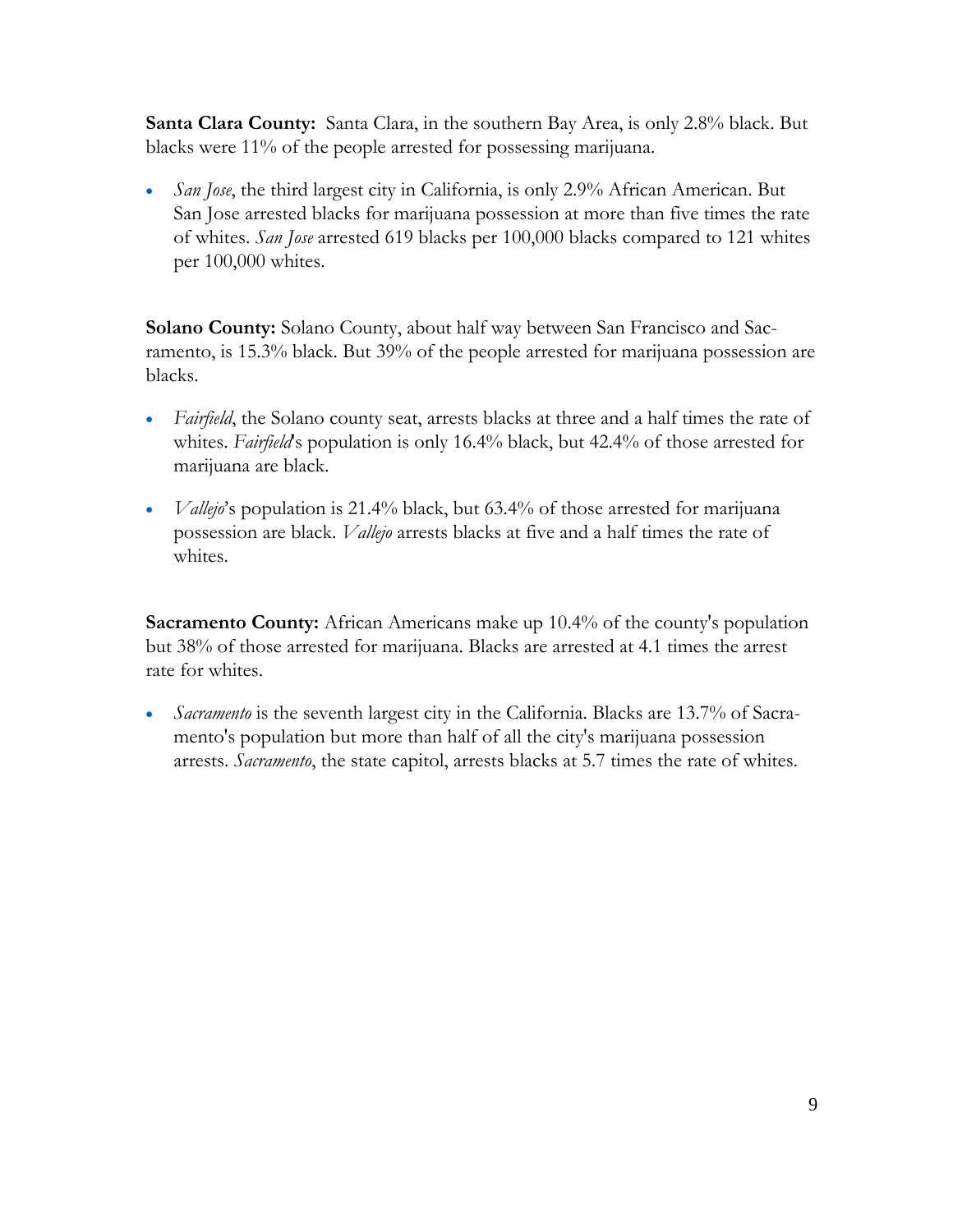**Santa Clara County:** Santa Clara, in the southern Bay Area, is only 2.8% black. But blacks were 11% of the people arrested for possessing marijuana.

- *San Jose*, the third largest city in California, is only 2.9% African American. But San Jose arrested blacks for marijuana possession at more than five times the rate of whites. *San Jose* arrested 619 blacks per 100,000 blacks compared to 121 whites per 100,000 whites.

**Solano County:** Solano County, about half way between San Francisco and Sacramento, is 15.3% black. But 39% of the people arrested for marijuana possession are blacks.

- *Fairfield*, the Solano county seat, arrests blacks at three and a half times the rate of whites. *Fairfield*'s population is only 16.4% black, but 42.4% of those arrested for marijuana are black.

- *Vallejo*'s population is 21.4% black, but 63.4% of those arrested for marijuana possession are black. *Vallejo* arrests blacks at five and a half times the rate of whites.

**Sacramento County:** African Americans make up 10.4% of the county's population but 38% of those arrested for marijuana. Blacks are arrested at 4.1 times the arrest rate for whites.

- *Sacramento* is the seventh largest city in the California. Blacks are 13.7% of Sacramento's population but more than half of all the city's marijuana possession arrests. *Sacramento*, the state capitol, arrests blacks at 5.7 times the rate of whites.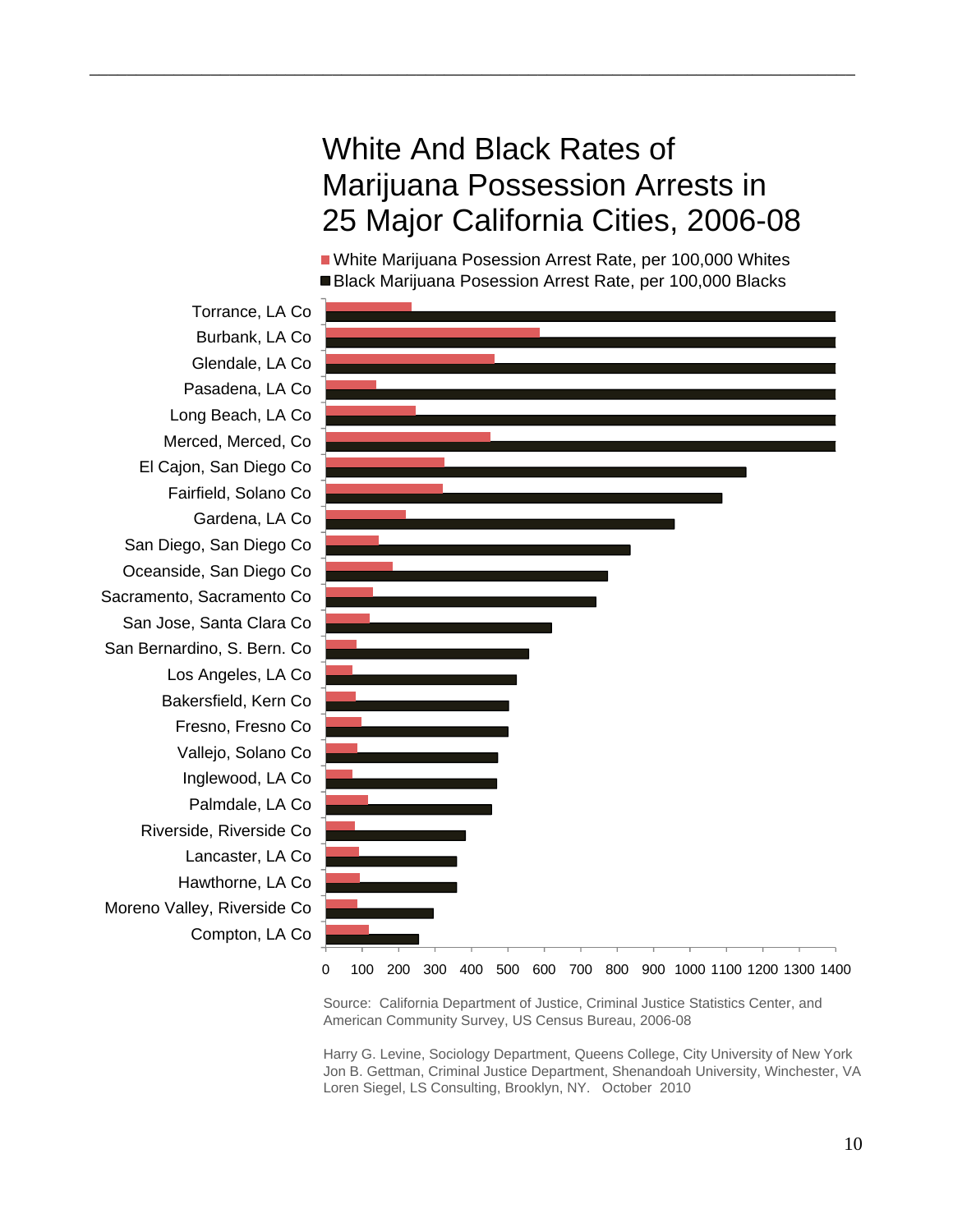# White And Black Rates of Marijuana Possession Arrests in 25 Major California Cities, 2006-08

- White Marijuana Posession Arrest Rate, per 100,000 Whites
- Black Marijuana Posession Arrest Rate, per 100,000 Blacks

Torrance, LA Co
Burbank, LA Co
Glendale, LA Co
Pasadena, LA Co
Long Beach, LA Co
Merced, Merced, Co
El Cajon, San Diego Co
Fairfield, Solano Co
Gardena, LA Co
San Diego, San Diego Co
Oceanside, San Diego Co
Sacramento, Sacramento Co
San Jose, Santa Clara Co
San Bernardino, S. Bern. Co
Los Angeles, LA Co
Bakersfield, Kern Co
Fresno, Fresno Co
Vallejo, Solano Co
Inglewood, LA Co
Palmdale, LA Co
Riverside, Riverside Co
Lancaster, LA Co
Hawthorne, LA Co
Moreno Valley, Riverside Co
Compton, LA Co

0 100 200 300 400 500 600 700 800 900 1000 1100 1200 1300 1400

Source: California Department of Justice, Criminal Justice Statistics Center, and American Community Survey, US Census Bureau, 2006-08

Harry G. Levine, Sociology Department, Queens College, City University of New York
Jon B. Gettman, Criminal Justice Department, Shenandoah University, Winchester, VA
Loren Siegel, LS Consulting, Brooklyn, NY. October 2010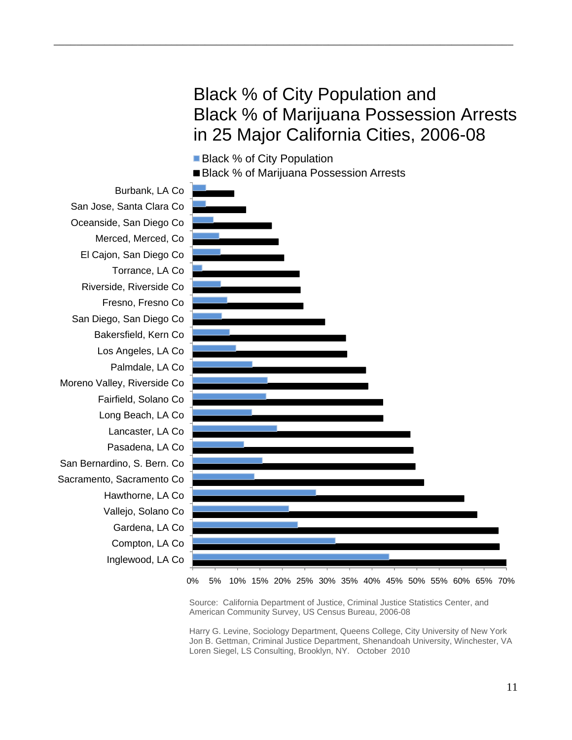# Black % of City Population and Black % of Marijuana Possession Arrests in 25 Major California Cities, 2006-08

■ Black % of City Population
■ Black % of Marijuana Possession Arrests

Burbank, LA Co
San Jose, Santa Clara Co
Oceanside, San Diego Co
Merced, Merced, Co
El Cajon, San Diego Co
Torrance, LA Co
Riverside, Riverside Co
Fresno, Fresno Co
San Diego, San Diego Co
Bakersfield, Kern Co
Los Angeles, LA Co
Palmdale, LA Co
Moreno Valley, Riverside Co
Fairfield, Solano Co
Long Beach, LA Co
Lancaster, LA Co
Pasadena, LA Co
San Bernardino, S. Bern. Co
Sacramento, Sacramento Co
Hawthorne, LA Co
Vallejo, Solano Co
Gardena, LA Co
Compton, LA Co
Inglewood, LA Co

0% 5% 10% 15% 20% 25% 30% 35% 40% 45% 50% 55% 60% 65% 70%

Source: California Department of Justice, Criminal Justice Statistics Center, and American Community Survey, US Census Bureau, 2006-08

Harry G. Levine, Sociology Department, Queens College, City University of New York
Jon B. Gettman, Criminal Justice Department, Shenandoah University, Winchester, VA
Loren Siegel, LS Consulting, Brooklyn, NY. October 2010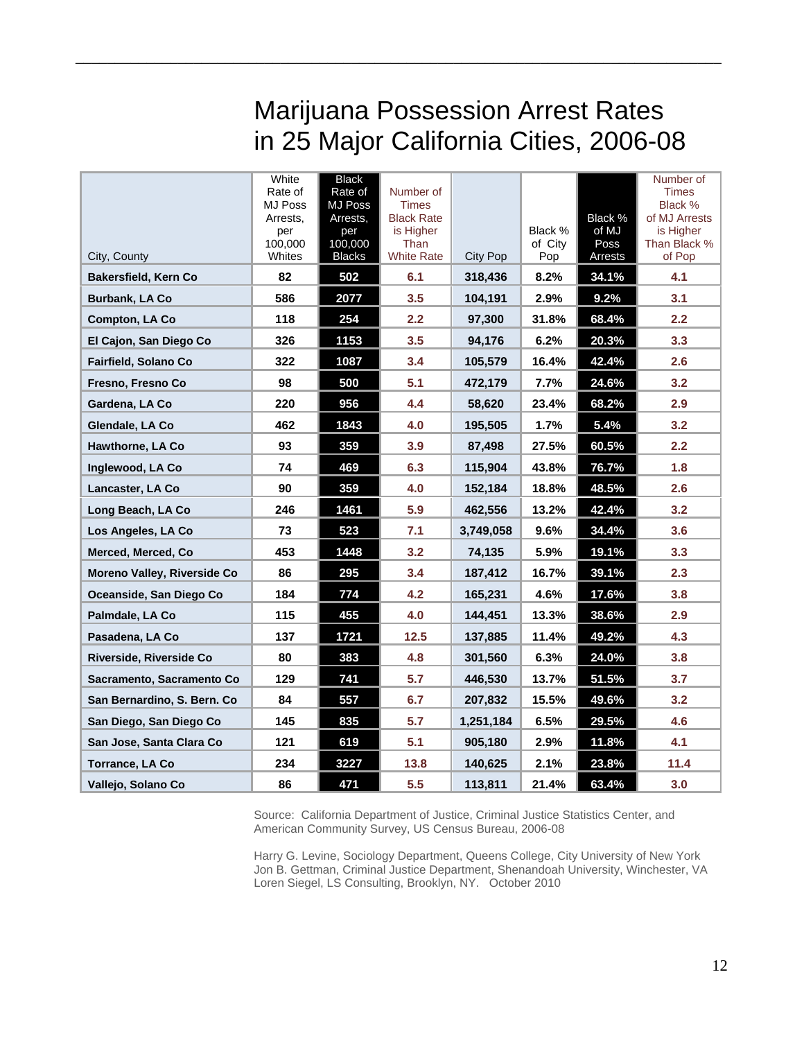# Marijuana Possession Arrest Rates in 25 Major California Cities, 2006-08

| City, County | White Rate of MJ Poss Arrests, per 100,000 Whites | Black Rate of MJ Poss Arrests, per 100,000 Blacks | Number of Times Black Rate is Higher Than White Rate | City Pop | Black % of City Pop | Black % of MJ Poss Arrests | Number of Times Black % of MJ Arrests is Higher Than Black % of Pop |
|---|---|---|---|---|---|---|---|
| **Bakersfield, Kern Co** | **82** | **502** | **6.1** | **318,436** | **8.2%** | **34.1%** | **4.1** |
| **Burbank, LA Co** | **586** | **2077** | **3.5** | **104,191** | **2.9%** | **9.2%** | **3.1** |
| **Compton, LA Co** | **118** | **254** | **2.2** | **97,300** | **31.8%** | **68.4%** | **2.2** |
| **El Cajon, San Diego Co** | **326** | **1153** | **3.5** | **94,176** | **6.2%** | **20.3%** | **3.3** |
| **Fairfield, Solano Co** | **322** | **1087** | **3.4** | **105,579** | **16.4%** | **42.4%** | **2.6** |
| **Fresno, Fresno Co** | **98** | **500** | **5.1** | **472,179** | **7.7%** | **24.6%** | **3.2** |
| **Gardena, LA Co** | **220** | **956** | **4.4** | **58,620** | **23.4%** | **68.2%** | **2.9** |
| **Glendale, LA Co** | **462** | **1843** | **4.0** | **195,505** | **1.7%** | **5.4%** | **3.2** |
| **Hawthorne, LA Co** | **93** | **359** | **3.9** | **87,498** | **27.5%** | **60.5%** | **2.2** |
| **Inglewood, LA Co** | **74** | **469** | **6.3** | **115,904** | **43.8%** | **76.7%** | **1.8** |
| **Lancaster, LA Co** | **90** | **359** | **4.0** | **152,184** | **18.8%** | **48.5%** | **2.6** |
| **Long Beach, LA Co** | **246** | **1461** | **5.9** | **462,556** | **13.2%** | **42.4%** | **3.2** |
| **Los Angeles, LA Co** | **73** | **523** | **7.1** | **3,749,058** | **9.6%** | **34.4%** | **3.6** |
| **Merced, Merced, Co** | **453** | **1448** | **3.2** | **74,135** | **5.9%** | **19.1%** | **3.3** |
| **Moreno Valley, Riverside Co** | **86** | **295** | **3.4** | **187,412** | **16.7%** | **39.1%** | **2.3** |
| **Oceanside, San Diego Co** | **184** | **774** | **4.2** | **165,231** | **4.6%** | **17.6%** | **3.8** |
| **Palmdale, LA Co** | **115** | **455** | **4.0** | **144,451** | **13.3%** | **38.6%** | **2.9** |
| **Pasadena, LA Co** | **137** | **1721** | **12.5** | **137,885** | **11.4%** | **49.2%** | **4.3** |
| **Riverside, Riverside Co** | **80** | **383** | **4.8** | **301,560** | **6.3%** | **24.0%** | **3.8** |
| **Sacramento, Sacramento Co** | **129** | **741** | **5.7** | **446,530** | **13.7%** | **51.5%** | **3.7** |
| **San Bernardino, S. Bern. Co** | **84** | **557** | **6.7** | **207,832** | **15.5%** | **49.6%** | **3.2** |
| **San Diego, San Diego Co** | **145** | **835** | **5.7** | **1,251,184** | **6.5%** | **29.5%** | **4.6** |
| **San Jose, Santa Clara Co** | **121** | **619** | **5.1** | **905,180** | **2.9%** | **11.8%** | **4.1** |
| **Torrance, LA Co** | **234** | **3227** | **13.8** | **140,625** | **2.1%** | **23.8%** | **11.4** |
| **Vallejo, Solano Co** | **86** | **471** | **5.5** | **113,811** | **21.4%** | **63.4%** | **3.0** |

Source: California Department of Justice, Criminal Justice Statistics Center, and American Community Survey, US Census Bureau, 2006-08

Harry G. Levine, Sociology Department, Queens College, City University of New York
Jon B. Gettman, Criminal Justice Department, Shenandoah University, Winchester, VA
Loren Siegel, LS Consulting, Brooklyn, NY. October 2010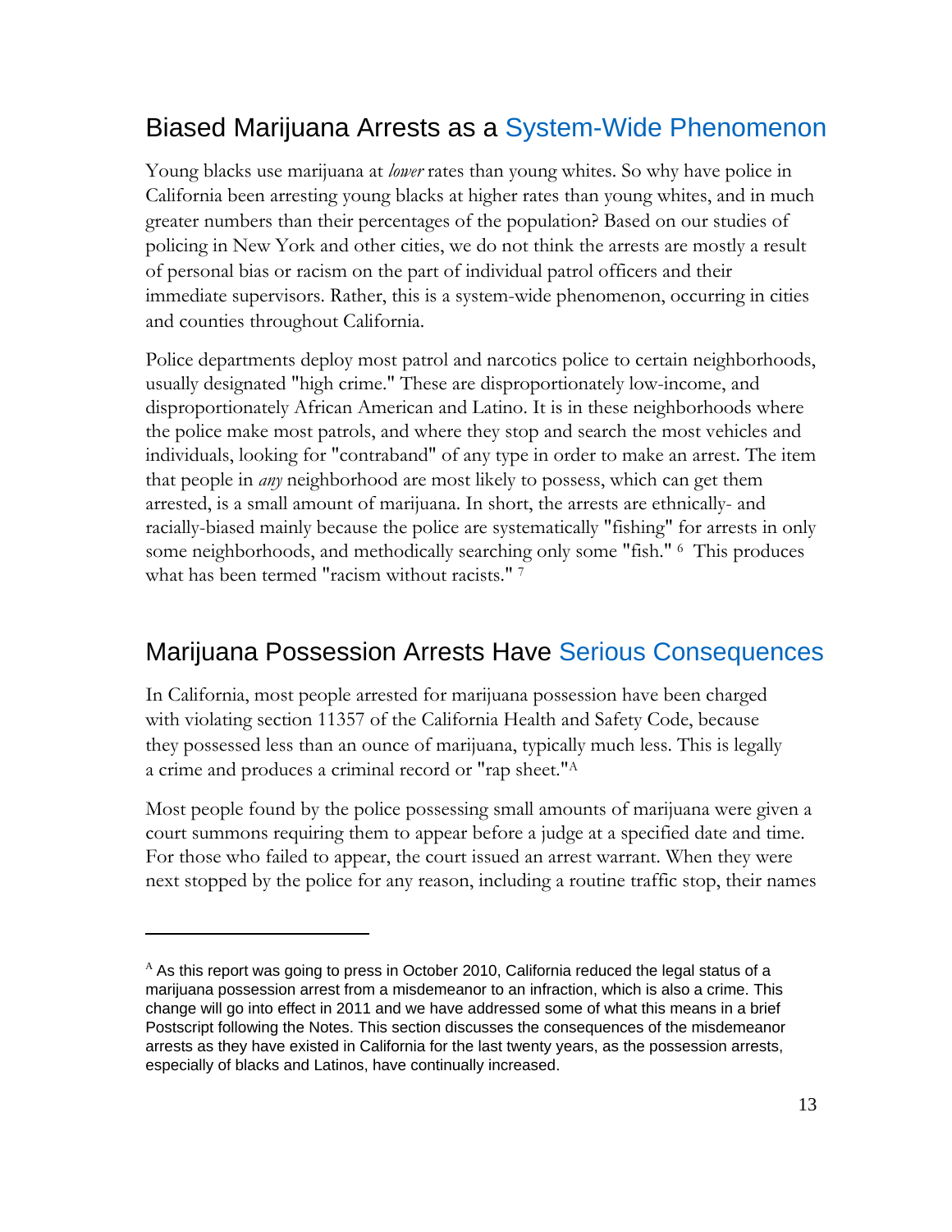## Biased Marijuana Arrests as a System-Wide Phenomenon

Young blacks use marijuana at *lower* rates than young whites. So why have police in California been arresting young blacks at higher rates than young whites, and in much greater numbers than their percentages of the population? Based on our studies of policing in New York and other cities, we do not think the arrests are mostly a result of personal bias or racism on the part of individual patrol officers and their immediate supervisors. Rather, this is a system-wide phenomenon, occurring in cities and counties throughout California.

Police departments deploy most patrol and narcotics police to certain neighborhoods, usually designated "high crime." These are disproportionately low-income, and disproportionately African American and Latino. It is in these neighborhoods where the police make most patrols, and where they stop and search the most vehicles and individuals, looking for "contraband" of any type in order to make an arrest. The item that people in *any* neighborhood are most likely to possess, which can get them arrested, is a small amount of marijuana. In short, the arrests are ethnically- and racially-biased mainly because the police are systematically "fishing" for arrests in only some neighborhoods, and methodically searching only some "fish." [6] This produces what has been termed "racism without racists." [7]

## Marijuana Possession Arrests Have Serious Consequences

In California, most people arrested for marijuana possession have been charged with violating section 11357 of the California Health and Safety Code, because they possessed less than an ounce of marijuana, typically much less. This is legally a crime and produces a criminal record or "rap sheet."[A]

Most people found by the police possessing small amounts of marijuana were given a court summons requiring them to appear before a judge at a specified date and time. For those who failed to appear, the court issued an arrest warrant. When they were next stopped by the police for any reason, including a routine traffic stop, their names

---

[A] As this report was going to press in October 2010, California reduced the legal status of a marijuana possession arrest from a misdemeanor to an infraction, which is also a crime. This change will go into effect in 2011 and we have addressed some of what this means in a brief Postscript following the Notes. This section discusses the consequences of the misdemeanor arrests as they have existed in California for the last twenty years, as the possession arrests, especially of blacks and Latinos, have continually increased.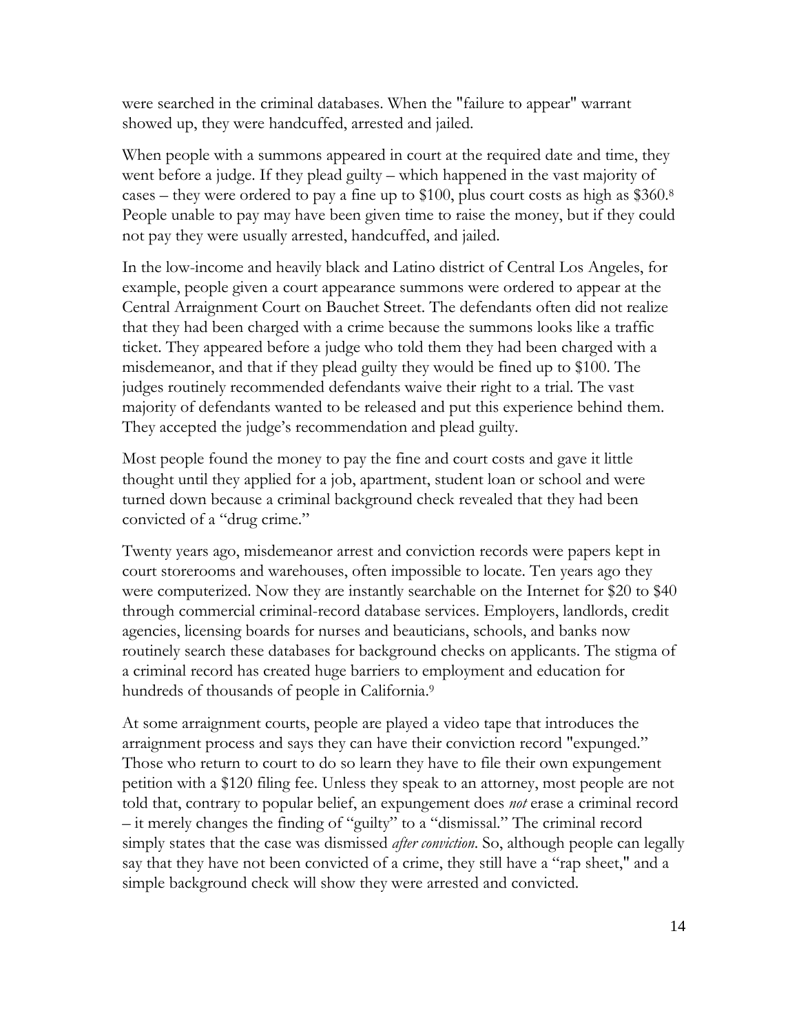were searched in the criminal databases. When the "failure to appear" warrant showed up, they were handcuffed, arrested and jailed.

When people with a summons appeared in court at the required date and time, they went before a judge. If they plead guilty – which happened in the vast majority of cases – they were ordered to pay a fine up to $100, plus court costs as high as $360.[8] People unable to pay may have been given time to raise the money, but if they could not pay they were usually arrested, handcuffed, and jailed.

In the low-income and heavily black and Latino district of Central Los Angeles, for example, people given a court appearance summons were ordered to appear at the Central Arraignment Court on Bauchet Street. The defendants often did not realize that they had been charged with a crime because the summons looks like a traffic ticket. They appeared before a judge who told them they had been charged with a misdemeanor, and that if they plead guilty they would be fined up to $100. The judges routinely recommended defendants waive their right to a trial. The vast majority of defendants wanted to be released and put this experience behind them. They accepted the judge's recommendation and plead guilty.

Most people found the money to pay the fine and court costs and gave it little thought until they applied for a job, apartment, student loan or school and were turned down because a criminal background check revealed that they had been convicted of a "drug crime."

Twenty years ago, misdemeanor arrest and conviction records were papers kept in court storerooms and warehouses, often impossible to locate. Ten years ago they were computerized. Now they are instantly searchable on the Internet for $20 to $40 through commercial criminal-record database services. Employers, landlords, credit agencies, licensing boards for nurses and beauticians, schools, and banks now routinely search these databases for background checks on applicants. The stigma of a criminal record has created huge barriers to employment and education for hundreds of thousands of people in California.[9]

At some arraignment courts, people are played a video tape that introduces the arraignment process and says they can have their conviction record "expunged." Those who return to court to do so learn they have to file their own expungement petition with a $120 filing fee. Unless they speak to an attorney, most people are not told that, contrary to popular belief, an expungement does *not* erase a criminal record – it merely changes the finding of "guilty" to a "dismissal." The criminal record simply states that the case was dismissed *after conviction*. So, although people can legally say that they have not been convicted of a crime, they still have a "rap sheet," and a simple background check will show they were arrested and convicted.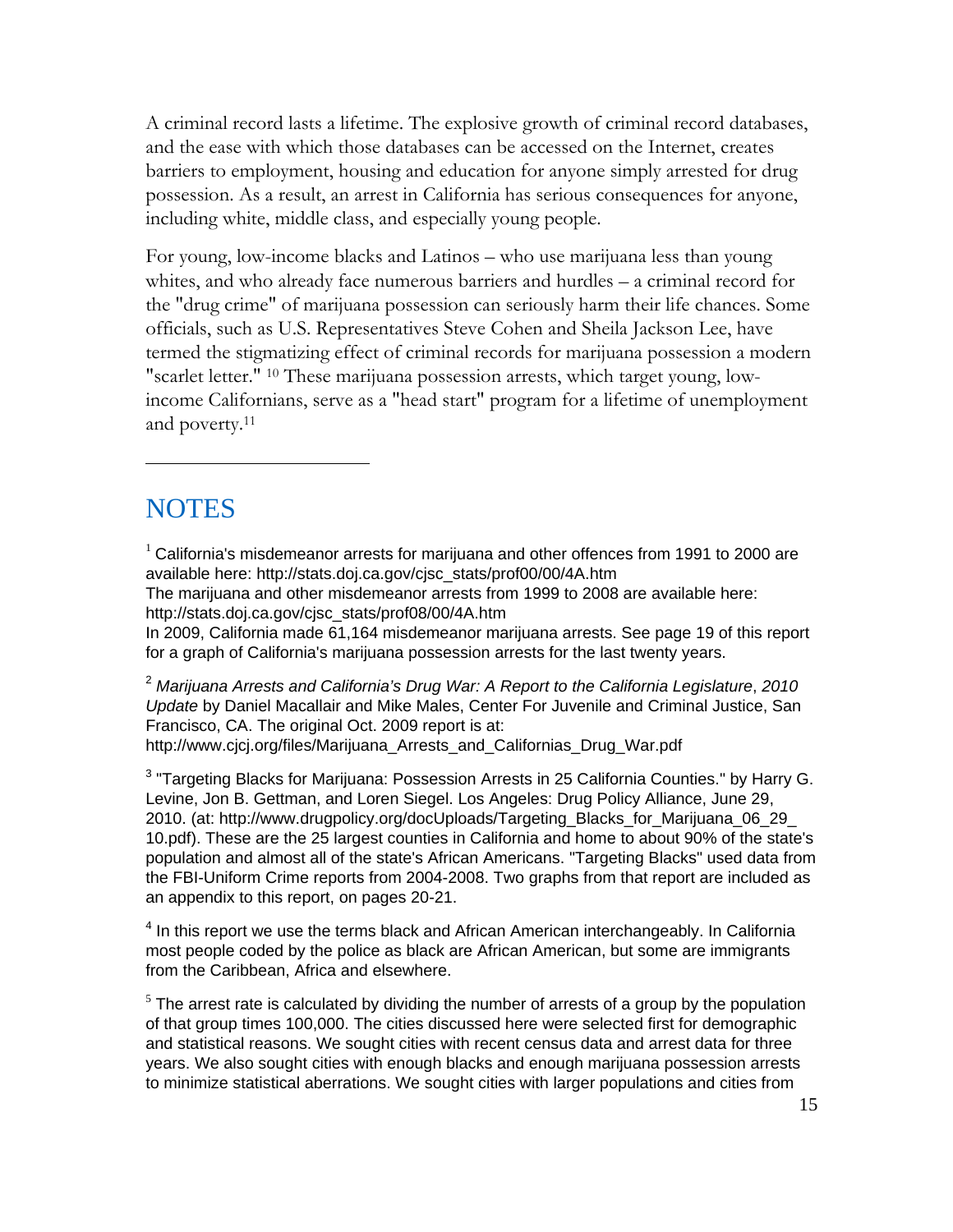A criminal record lasts a lifetime. The explosive growth of criminal record databases, and the ease with which those databases can be accessed on the Internet, creates barriers to employment, housing and education for anyone simply arrested for drug possession. As a result, an arrest in California has serious consequences for anyone, including white, middle class, and especially young people.

For young, low-income blacks and Latinos – who use marijuana less than young whites, and who already face numerous barriers and hurdles – a criminal record for the "drug crime" of marijuana possession can seriously harm their life chances. Some officials, such as U.S. Representatives Steve Cohen and Sheila Jackson Lee, have termed the stigmatizing effect of criminal records for marijuana possession a modern "scarlet letter." [10] These marijuana possession arrests, which target young, low-income Californians, serve as a "head start" program for a lifetime of unemployment and poverty.[11]

---

## NOTES

[1] California's misdemeanor arrests for marijuana and other offences from 1991 to 2000 are available here: http://stats.doj.ca.gov/cjsc_stats/prof00/00/4A.htm
The marijuana and other misdemeanor arrests from 1999 to 2008 are available here: http://stats.doj.ca.gov/cjsc_stats/prof08/00/4A.htm
In 2009, California made 61,164 misdemeanor marijuana arrests. See page 19 of this report for a graph of California's marijuana possession arrests for the last twenty years.

[2] *Marijuana Arrests and California's Drug War: A Report to the California Legislature*, *2010 Update* by Daniel Macallair and Mike Males, Center For Juvenile and Criminal Justice, San Francisco, CA. The original Oct. 2009 report is at: http://www.cjcj.org/files/Marijuana_Arrests_and_Californias_Drug_War.pdf

[3] "Targeting Blacks for Marijuana: Possession Arrests in 25 California Counties." by Harry G. Levine, Jon B. Gettman, and Loren Siegel. Los Angeles: Drug Policy Alliance, June 29, 2010. (at: http://www.drugpolicy.org/docUploads/Targeting_Blacks_for_Marijuana_06_29_10.pdf). These are the 25 largest counties in California and home to about 90% of the state's population and almost all of the state's African Americans. "Targeting Blacks" used data from the FBI-Uniform Crime reports from 2004-2008. Two graphs from that report are included as an appendix to this report, on pages 20-21.

[4] In this report we use the terms black and African American interchangeably. In California most people coded by the police as black are African American, but some are immigrants from the Caribbean, Africa and elsewhere.

[5] The arrest rate is calculated by dividing the number of arrests of a group by the population of that group times 100,000. The cities discussed here were selected first for demographic and statistical reasons. We sought cities with recent census data and arrest data for three years. We also sought cities with enough blacks and enough marijuana possession arrests to minimize statistical aberrations. We sought cities with larger populations and cities from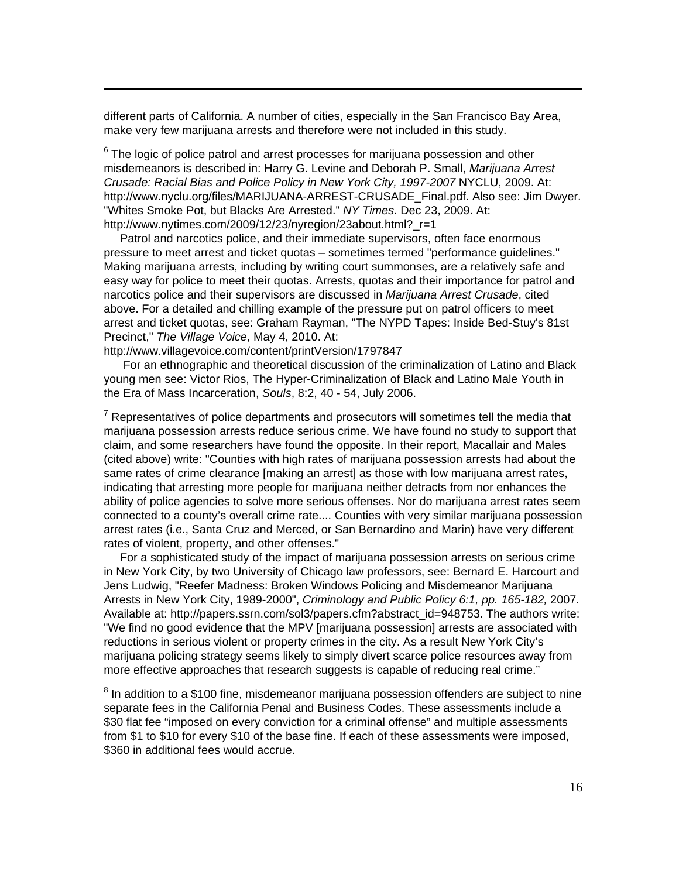different parts of California. A number of cities, especially in the San Francisco Bay Area, make very few marijuana arrests and therefore were not included in this study.

[6] The logic of police patrol and arrest processes for marijuana possession and other misdemeanors is described in: Harry G. Levine and Deborah P. Small, *Marijuana Arrest Crusade: Racial Bias and Police Policy in New York City, 1997-2007* NYCLU, 2009. At: http://www.nyclu.org/files/MARIJUANA-ARREST-CRUSADE_Final.pdf. Also see: Jim Dwyer. "Whites Smoke Pot, but Blacks Are Arrested." *NY Times*. Dec 23, 2009. At: http://www.nytimes.com/2009/12/23/nyregion/23about.html?_r=1

Patrol and narcotics police, and their immediate supervisors, often face enormous pressure to meet arrest and ticket quotas – sometimes termed "performance guidelines." Making marijuana arrests, including by writing court summonses, are a relatively safe and easy way for police to meet their quotas. Arrests, quotas and their importance for patrol and narcotics police and their supervisors are discussed in *Marijuana Arrest Crusade*, cited above. For a detailed and chilling example of the pressure put on patrol officers to meet arrest and ticket quotas, see: Graham Rayman, "The NYPD Tapes: Inside Bed-Stuy's 81st Precinct," *The Village Voice*, May 4, 2010. At: http://www.villagevoice.com/content/printVersion/1797847

For an ethnographic and theoretical discussion of the criminalization of Latino and Black young men see: Victor Rios, The Hyper-Criminalization of Black and Latino Male Youth in the Era of Mass Incarceration, *Souls*, 8:2, 40 - 54, July 2006.

[7] Representatives of police departments and prosecutors will sometimes tell the media that marijuana possession arrests reduce serious crime. We have found no study to support that claim, and some researchers have found the opposite. In their report, Macallair and Males (cited above) write: "Counties with high rates of marijuana possession arrests had about the same rates of crime clearance [making an arrest] as those with low marijuana arrest rates, indicating that arresting more people for marijuana neither detracts from nor enhances the ability of police agencies to solve more serious offenses. Nor do marijuana arrest rates seem connected to a county's overall crime rate.... Counties with very similar marijuana possession arrest rates (i.e., Santa Cruz and Merced, or San Bernardino and Marin) have very different rates of violent, property, and other offenses."

For a sophisticated study of the impact of marijuana possession arrests on serious crime in New York City, by two University of Chicago law professors, see: Bernard E. Harcourt and Jens Ludwig, "Reefer Madness: Broken Windows Policing and Misdemeanor Marijuana Arrests in New York City, 1989-2000", *Criminology and Public Policy 6:1, pp. 165-182,* 2007. Available at: http://papers.ssrn.com/sol3/papers.cfm?abstract_id=948753. The authors write: "We find no good evidence that the MPV [marijuana possession] arrests are associated with reductions in serious violent or property crimes in the city. As a result New York City's marijuana policing strategy seems likely to simply divert scarce police resources away from more effective approaches that research suggests is capable of reducing real crime."

[8] In addition to a $100 fine, misdemeanor marijuana possession offenders are subject to nine separate fees in the California Penal and Business Codes. These assessments include a $30 flat fee "imposed on every conviction for a criminal offense" and multiple assessments from $1 to $10 for every $10 of the base fine. If each of these assessments were imposed, $360 in additional fees would accrue.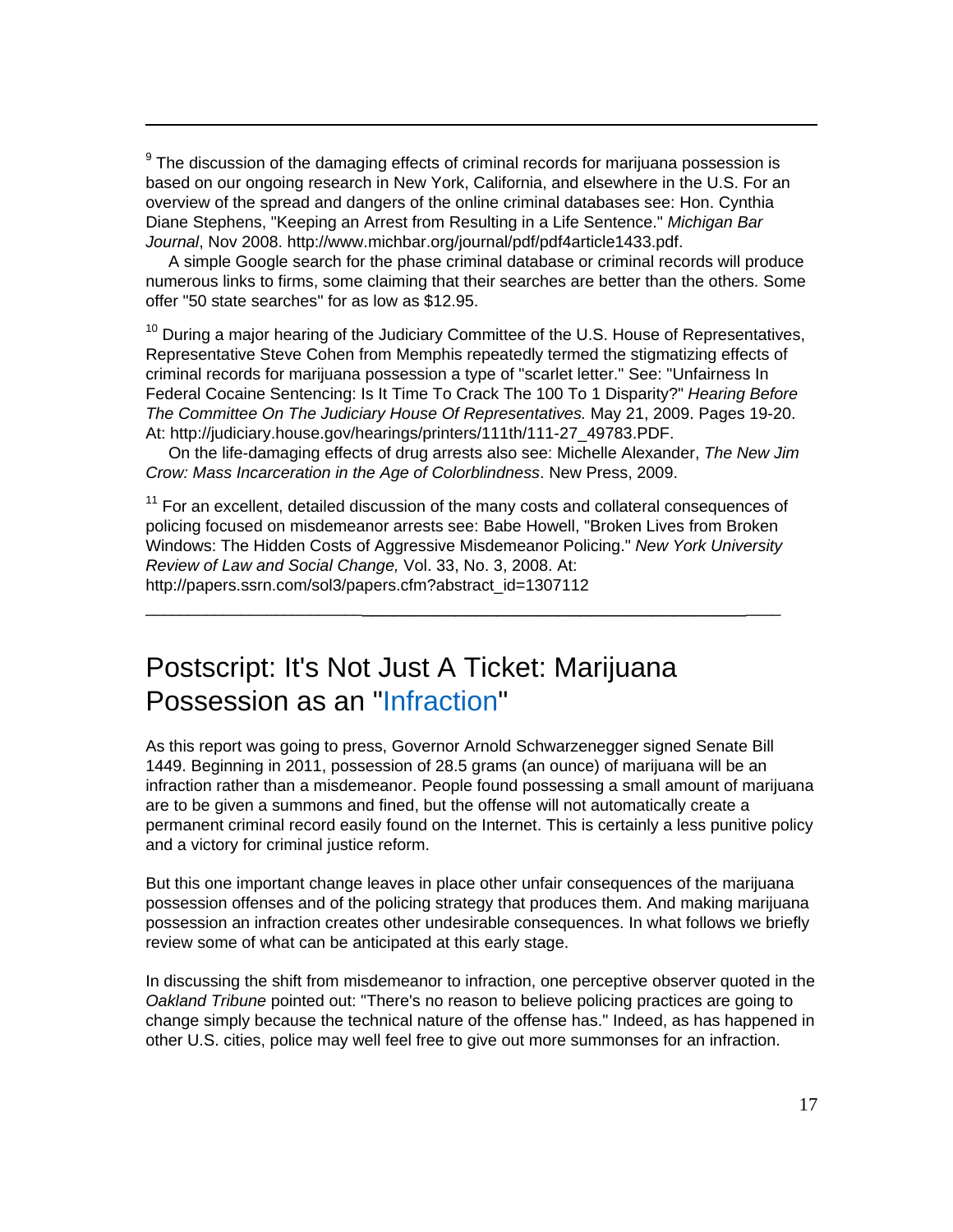[9] The discussion of the damaging effects of criminal records for marijuana possession is based on our ongoing research in New York, California, and elsewhere in the U.S. For an overview of the spread and dangers of the online criminal databases see: Hon. Cynthia Diane Stephens, "Keeping an Arrest from Resulting in a Life Sentence." *Michigan Bar Journal*, Nov 2008. http://www.michbar.org/journal/pdf/pdf4article1433.pdf.

A simple Google search for the phase criminal database or criminal records will produce numerous links to firms, some claiming that their searches are better than the others. Some offer "50 state searches" for as low as $12.95.

[10] During a major hearing of the Judiciary Committee of the U.S. House of Representatives, Representative Steve Cohen from Memphis repeatedly termed the stigmatizing effects of criminal records for marijuana possession a type of "scarlet letter." See: "Unfairness In Federal Cocaine Sentencing: Is It Time To Crack The 100 To 1 Disparity?" *Hearing Before The Committee On The Judiciary House Of Representatives.* May 21, 2009. Pages 19-20. At: http://judiciary.house.gov/hearings/printers/111th/111-27_49783.PDF.

On the life-damaging effects of drug arrests also see: Michelle Alexander, *The New Jim Crow: Mass Incarceration in the Age of Colorblindness*. New Press, 2009.

[11] For an excellent, detailed discussion of the many costs and collateral consequences of policing focused on misdemeanor arrests see: Babe Howell, "Broken Lives from Broken Windows: The Hidden Costs of Aggressive Misdemeanor Policing." *New York University Review of Law and Social Change,* Vol. 33, No. 3, 2008. At: http://papers.ssrn.com/sol3/papers.cfm?abstract_id=1307112

---

# Postscript: It's Not Just A Ticket: Marijuana Possession as an "Infraction"

As this report was going to press, Governor Arnold Schwarzenegger signed Senate Bill 1449. Beginning in 2011, possession of 28.5 grams (an ounce) of marijuana will be an infraction rather than a misdemeanor. People found possessing a small amount of marijuana are to be given a summons and fined, but the offense will not automatically create a permanent criminal record easily found on the Internet. This is certainly a less punitive policy and a victory for criminal justice reform.

But this one important change leaves in place other unfair consequences of the marijuana possession offenses and of the policing strategy that produces them. And making marijuana possession an infraction creates other undesirable consequences. In what follows we briefly review some of what can be anticipated at this early stage.

In discussing the shift from misdemeanor to infraction, one perceptive observer quoted in the *Oakland Tribune* pointed out: "There's no reason to believe policing practices are going to change simply because the technical nature of the offense has." Indeed, as has happened in other U.S. cities, police may well feel free to give out more summonses for an infraction.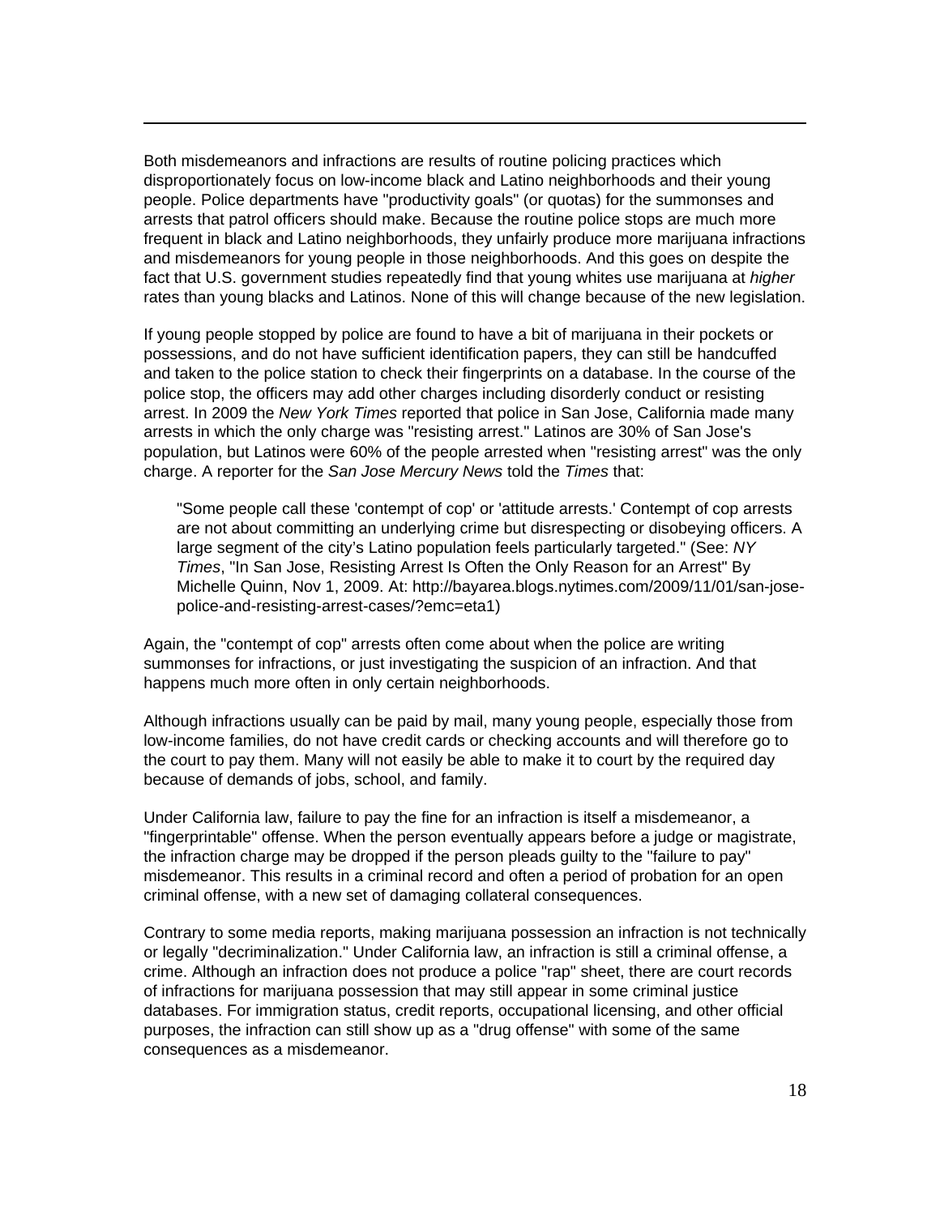Both misdemeanors and infractions are results of routine policing practices which disproportionately focus on low-income black and Latino neighborhoods and their young people. Police departments have "productivity goals" (or quotas) for the summonses and arrests that patrol officers should make. Because the routine police stops are much more frequent in black and Latino neighborhoods, they unfairly produce more marijuana infractions and misdemeanors for young people in those neighborhoods. And this goes on despite the fact that U.S. government studies repeatedly find that young whites use marijuana at *higher* rates than young blacks and Latinos. None of this will change because of the new legislation.

If young people stopped by police are found to have a bit of marijuana in their pockets or possessions, and do not have sufficient identification papers, they can still be handcuffed and taken to the police station to check their fingerprints on a database. In the course of the police stop, the officers may add other charges including disorderly conduct or resisting arrest. In 2009 the *New York Times* reported that police in San Jose, California made many arrests in which the only charge was "resisting arrest." Latinos are 30% of San Jose's population, but Latinos were 60% of the people arrested when "resisting arrest" was the only charge. A reporter for the *San Jose Mercury News* told the *Times* that:

> "Some people call these 'contempt of cop' or 'attitude arrests.' Contempt of cop arrests are not about committing an underlying crime but disrespecting or disobeying officers. A large segment of the city's Latino population feels particularly targeted." (See: *NY Times*, "In San Jose, Resisting Arrest Is Often the Only Reason for an Arrest" By Michelle Quinn, Nov 1, 2009. At: http://bayarea.blogs.nytimes.com/2009/11/01/san-jose-police-and-resisting-arrest-cases/?emc=eta1)

Again, the "contempt of cop" arrests often come about when the police are writing summonses for infractions, or just investigating the suspicion of an infraction. And that happens much more often in only certain neighborhoods.

Although infractions usually can be paid by mail, many young people, especially those from low-income families, do not have credit cards or checking accounts and will therefore go to the court to pay them. Many will not easily be able to make it to court by the required day because of demands of jobs, school, and family.

Under California law, failure to pay the fine for an infraction is itself a misdemeanor, a "fingerprintable" offense. When the person eventually appears before a judge or magistrate, the infraction charge may be dropped if the person pleads guilty to the "failure to pay" misdemeanor. This results in a criminal record and often a period of probation for an open criminal offense, with a new set of damaging collateral consequences.

Contrary to some media reports, making marijuana possession an infraction is not technically or legally "decriminalization." Under California law, an infraction is still a criminal offense, a crime. Although an infraction does not produce a police "rap" sheet, there are court records of infractions for marijuana possession that may still appear in some criminal justice databases. For immigration status, credit reports, occupational licensing, and other official purposes, the infraction can still show up as a "drug offense" with some of the same consequences as a misdemeanor.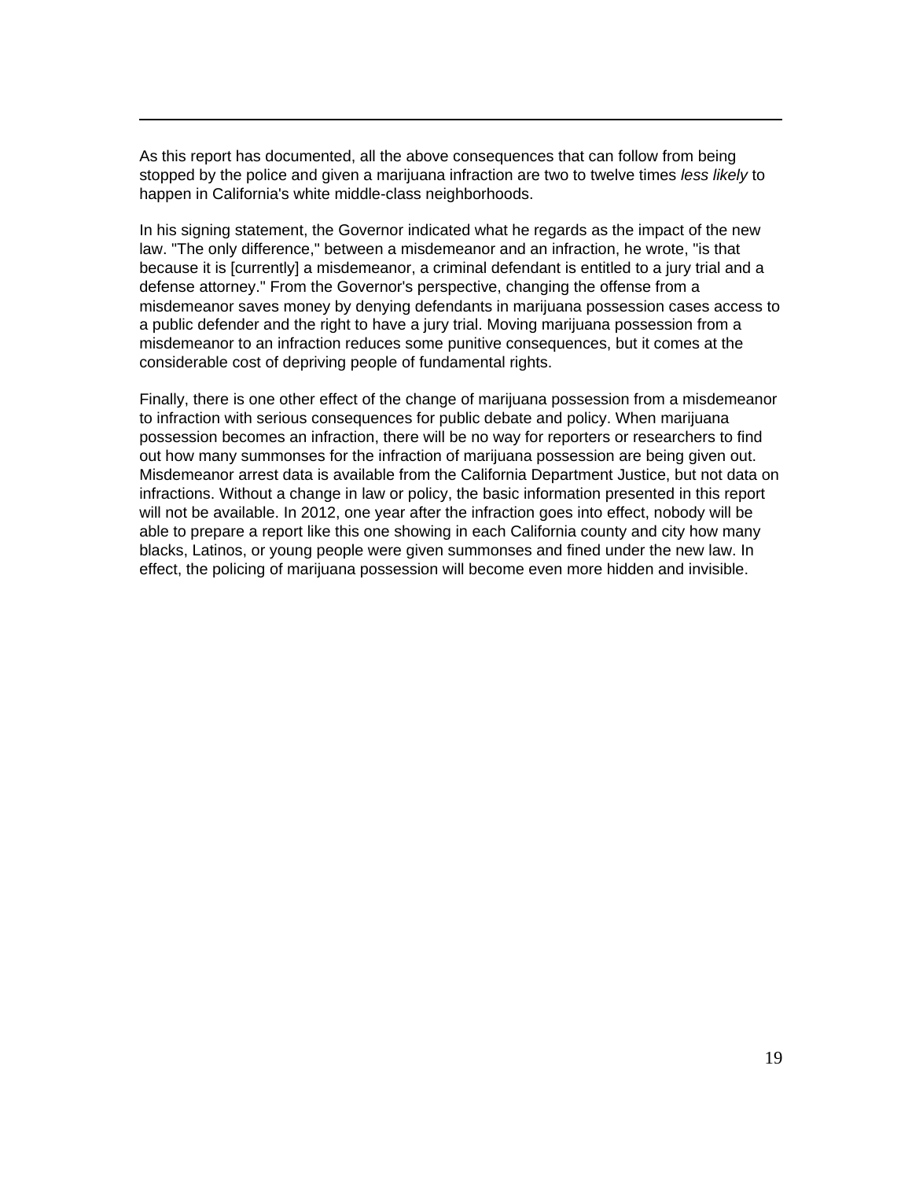As this report has documented, all the above consequences that can follow from being stopped by the police and given a marijuana infraction are two to twelve times *less likely* to happen in California's white middle-class neighborhoods.

In his signing statement, the Governor indicated what he regards as the impact of the new law. "The only difference," between a misdemeanor and an infraction, he wrote, "is that because it is [currently] a misdemeanor, a criminal defendant is entitled to a jury trial and a defense attorney." From the Governor's perspective, changing the offense from a misdemeanor saves money by denying defendants in marijuana possession cases access to a public defender and the right to have a jury trial. Moving marijuana possession from a misdemeanor to an infraction reduces some punitive consequences, but it comes at the considerable cost of depriving people of fundamental rights.

Finally, there is one other effect of the change of marijuana possession from a misdemeanor to infraction with serious consequences for public debate and policy. When marijuana possession becomes an infraction, there will be no way for reporters or researchers to find out how many summonses for the infraction of marijuana possession are being given out. Misdemeanor arrest data is available from the California Department Justice, but not data on infractions. Without a change in law or policy, the basic information presented in this report will not be available. In 2012, one year after the infraction goes into effect, nobody will be able to prepare a report like this one showing in each California county and city how many blacks, Latinos, or young people were given summonses and fined under the new law. In effect, the policing of marijuana possession will become even more hidden and invisible.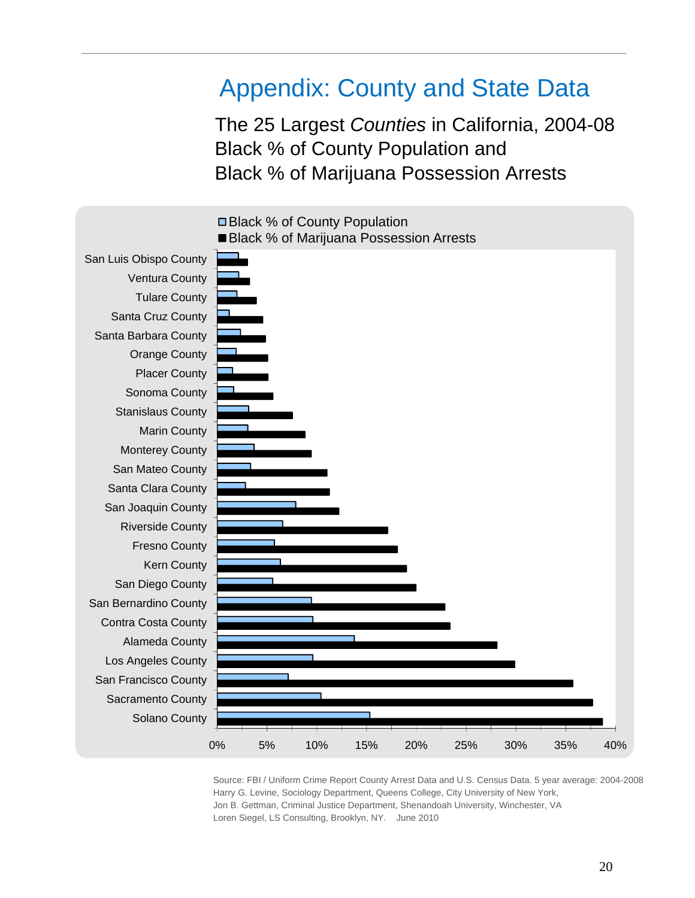# Appendix: County and State Data

The 25 Largest *Counties* in California, 2004-08
Black % of County Population and
Black % of Marijuana Possession Arrests

□ Black % of County Population
■ Black % of Marijuana Possession Arrests

San Luis Obispo County
Ventura County
Tulare County
Santa Cruz County
Santa Barbara County
Orange County
Placer County
Sonoma County
Stanislaus County
Marin County
Monterey County
San Mateo County
Santa Clara County
San Joaquin County
Riverside County
Fresno County
Kern County
San Diego County
San Bernardino County
Contra Costa County
Alameda County
Los Angeles County
San Francisco County
Sacramento County
Solano County

0% 5% 10% 15% 20% 25% 30% 35% 40%

Source: FBI / Uniform Crime Report County Arrest Data and U.S. Census Data. 5 year average: 2004-2008
Harry G. Levine, Sociology Department, Queens College, City University of New York,
Jon B. Gettman, Criminal Justice Department, Shenandoah University, Winchester, VA
Loren Siegel, LS Consulting, Brooklyn, NY. June 2010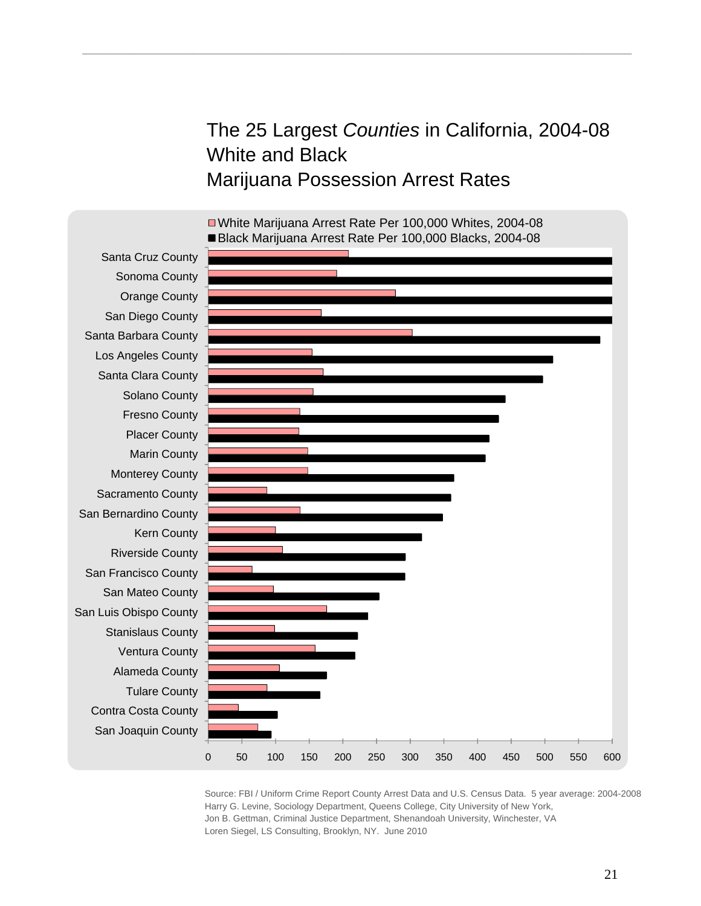# The 25 Largest *Counties* in California, 2004-08 White and Black Marijuana Possession Arrest Rates

Source: FBI / Uniform Crime Report County Arrest Data and U.S. Census Data. 5 year average: 2004-2008
Harry G. Levine, Sociology Department, Queens College, City University of New York,
Jon B. Gettman, Criminal Justice Department, Shenandoah University, Winchester, VA
Loren Siegel, LS Consulting, Brooklyn, NY. June 2010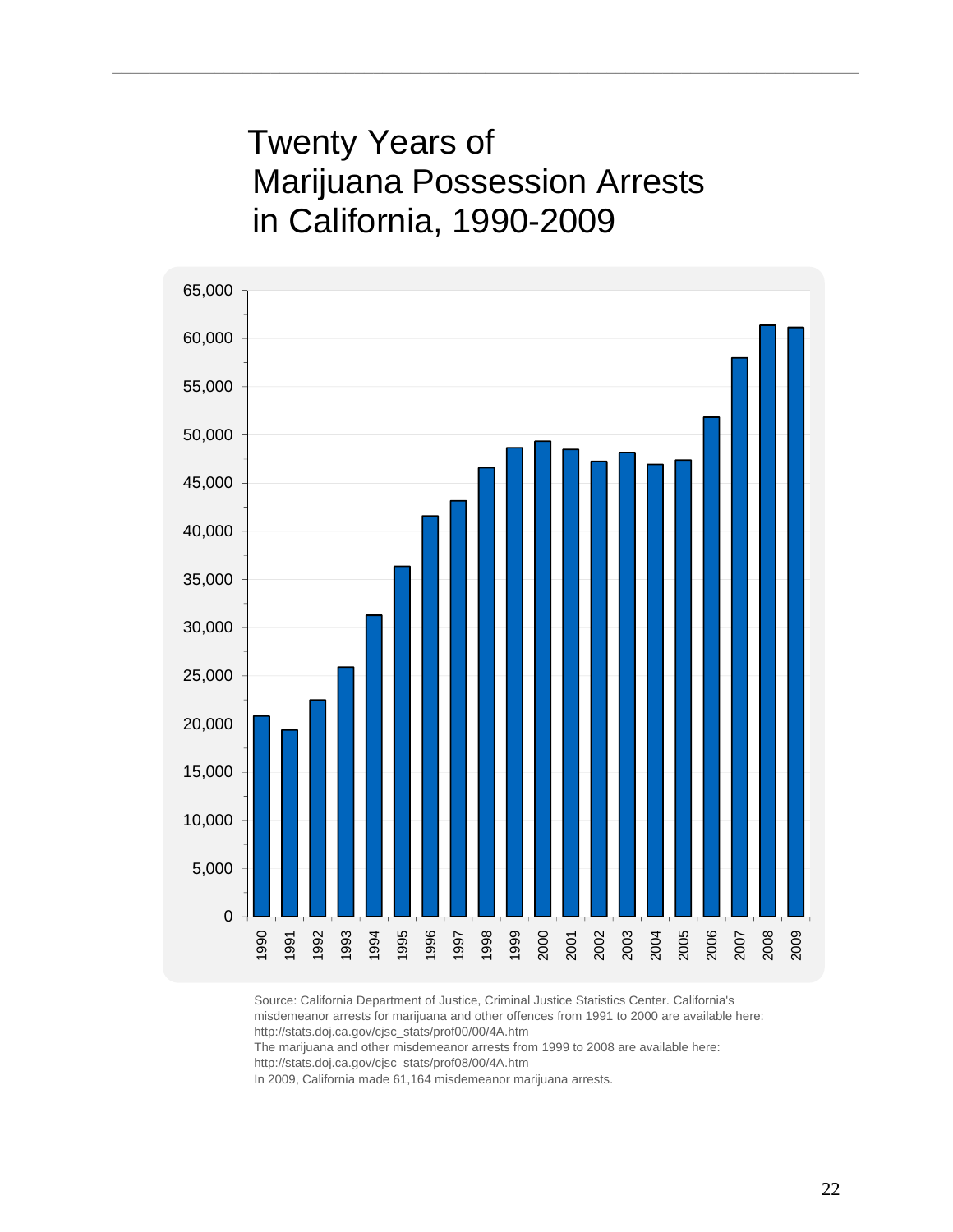# Twenty Years of Marijuana Possession Arrests in California, 1990-2009

65,000
60,000
55,000
50,000
45,000
40,000
35,000
30,000
25,000
20,000
15,000
10,000
5,000
0

1990 1991 1992 1993 1994 1995 1996 1997 1998 1999 2000 2001 2002 2003 2004 2005 2006 2007 2008 2009

Source: California Department of Justice, Criminal Justice Statistics Center. California's misdemeanor arrests for marijuana and other offences from 1991 to 2000 are available here: http://stats.doj.ca.gov/cjsc_stats/prof00/00/4A.htm
The marijuana and other misdemeanor arrests from 1999 to 2008 are available here: http://stats.doj.ca.gov/cjsc_stats/prof08/00/4A.htm
In 2009, California made 61,164 misdemeanor marijuana arrests.